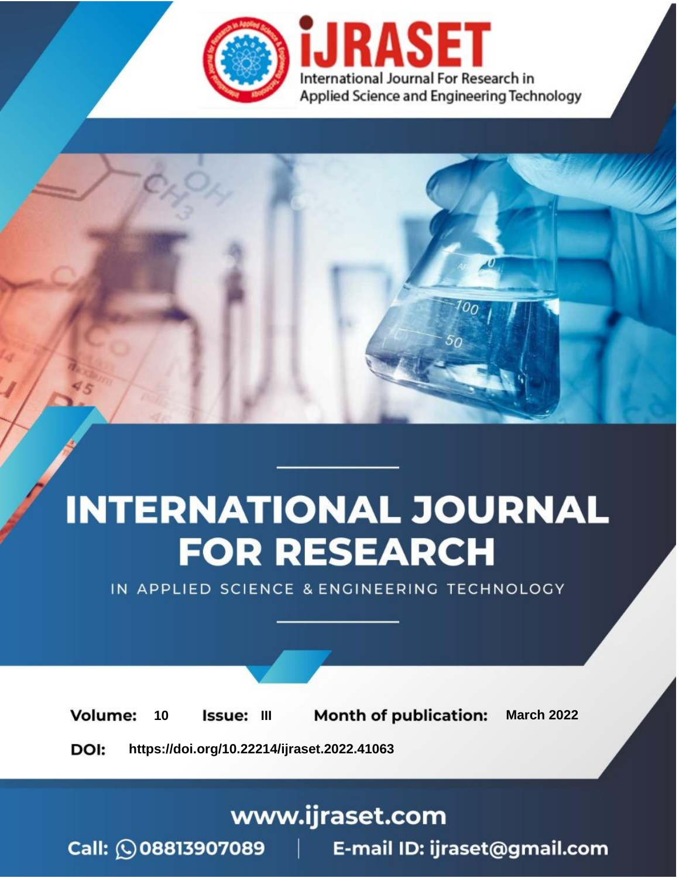# iJRASET

International Journal For Research in Applied Science and Engineering Technology

# INTERNATIONAL JOURNAL FOR RESEARCH

IN APPLIED SCIENCE & ENGINEERING TECHNOLOGY

**Volume:** 10 **Issue:** III **Month of publication:** March 2022

**DOI:** https://doi.org/10.22214/ijraset.2022.41063

www.ijraset.com

Call: 08813907089 | E-mail ID: ijraset@gmail.com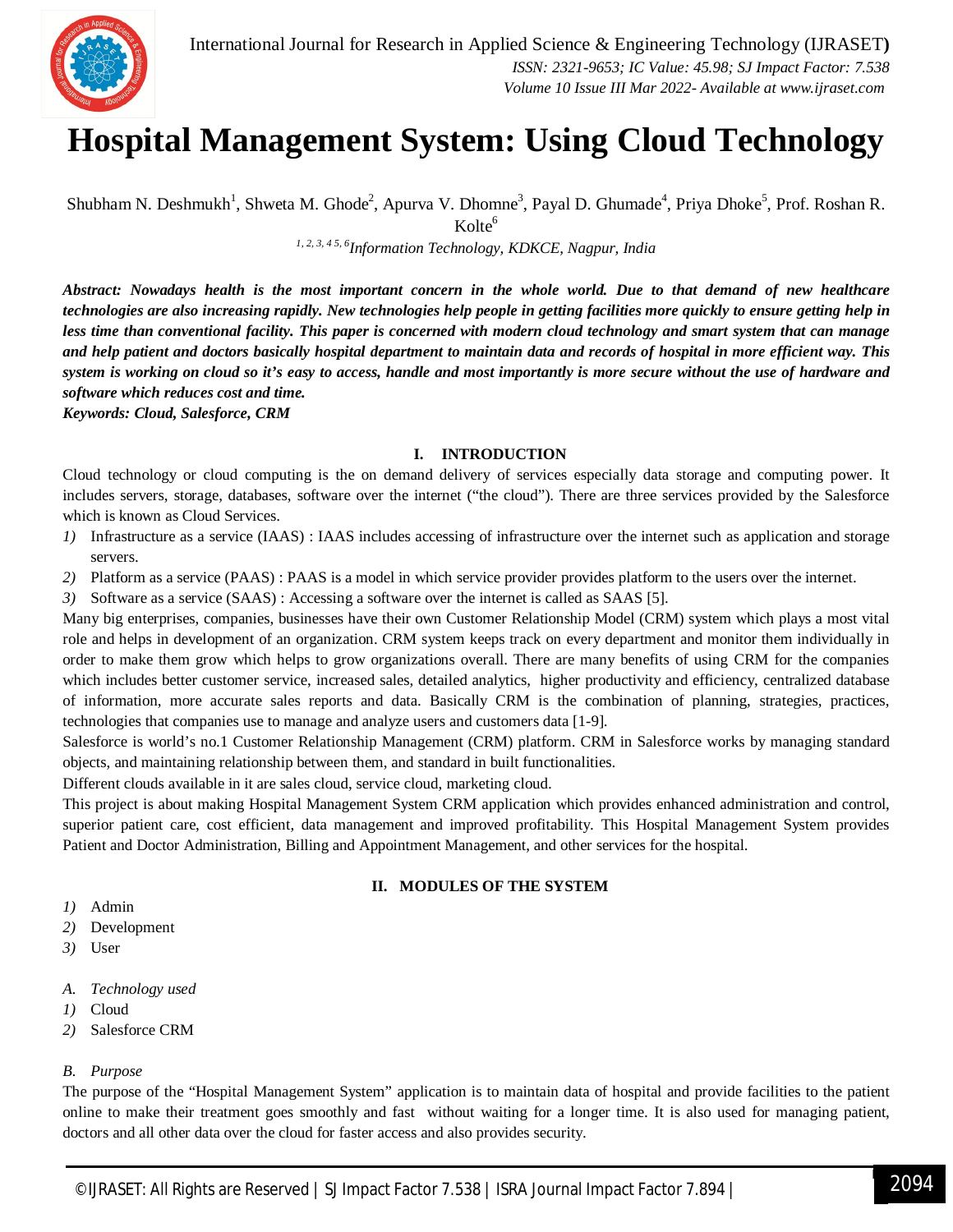# Hospital Management System: Using Cloud Technology

Shubham N. Deshmukh[1], Shweta M. Ghode[2], Apurva V. Dhomne[3], Payal D. Ghumade[4], Priya Dhoke[5], Prof. Roshan R. Kolte[6]

*[1, 2, 3, 4 5, 6]Information Technology, KDKCE, Nagpur, India*

***Abstract:** Nowadays health is the most important concern in the whole world. Due to that demand of new healthcare technologies are also increasing rapidly. New technologies help people in getting facilities more quickly to ensure getting help in less time than conventional facility. This paper is concerned with modern cloud technology and smart system that can manage and help patient and doctors basically hospital department to maintain data and records of hospital in more efficient way. This system is working on cloud so it's easy to access, handle and most importantly is more secure without the use of hardware and software which reduces cost and time.*

***Keywords:** Cloud, Salesforce, CRM*

## I. INTRODUCTION

Cloud technology or cloud computing is the on demand delivery of services especially data storage and computing power. It includes servers, storage, databases, software over the internet ("the cloud"). There are three services provided by the Salesforce which is known as Cloud Services.

1) Infrastructure as a service (IAAS) : IAAS includes accessing of infrastructure over the internet such as application and storage servers.
2) Platform as a service (PAAS) : PAAS is a model in which service provider provides platform to the users over the internet.
3) Software as a service (SAAS) : Accessing a software over the internet is called as SAAS [5].

Many big enterprises, companies, businesses have their own Customer Relationship Model (CRM) system which plays a most vital role and helps in development of an organization. CRM system keeps track on every department and monitor them individually in order to make them grow which helps to grow organizations overall. There are many benefits of using CRM for the companies which includes better customer service, increased sales, detailed analytics, higher productivity and efficiency, centralized database of information, more accurate sales reports and data. Basically CRM is the combination of planning, strategies, practices, technologies that companies use to manage and analyze users and customers data [1-9].

Salesforce is world's no.1 Customer Relationship Management (CRM) platform. CRM in Salesforce works by managing standard objects, and maintaining relationship between them, and standard in built functionalities.

Different clouds available in it are sales cloud, service cloud, marketing cloud.

This project is about making Hospital Management System CRM application which provides enhanced administration and control, superior patient care, cost efficient, data management and improved profitability. This Hospital Management System provides Patient and Doctor Administration, Billing and Appointment Management, and other services for the hospital.

## II. MODULES OF THE SYSTEM

1) Admin
2) Development
3) User

### A. Technology used

1) Cloud
2) Salesforce CRM

### B. Purpose

The purpose of the "Hospital Management System" application is to maintain data of hospital and provide facilities to the patient online to make their treatment goes smoothly and fast without waiting for a longer time. It is also used for managing patient, doctors and all other data over the cloud for faster access and also provides security.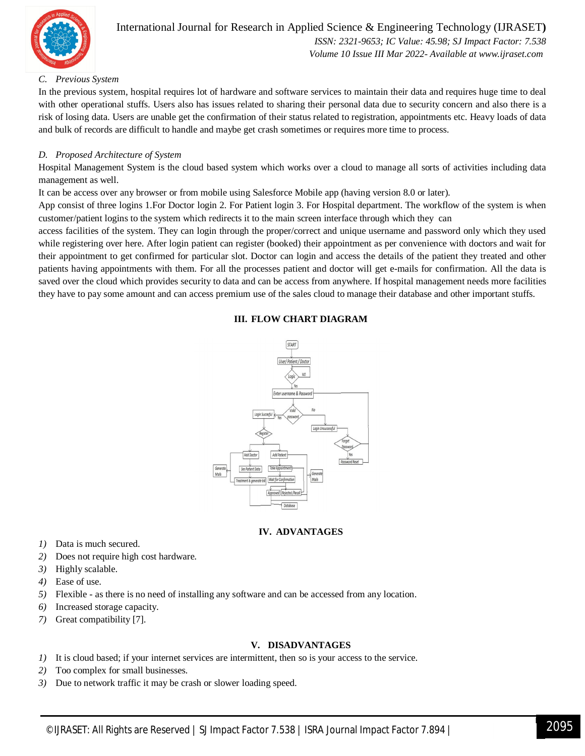### C. Previous System

In the previous system, hospital requires lot of hardware and software services to maintain their data and requires huge time to deal with other operational stuffs. Users also has issues related to sharing their personal data due to security concern and also there is a risk of losing data. Users are unable get the confirmation of their status related to registration, appointments etc. Heavy loads of data and bulk of records are difficult to handle and maybe get crash sometimes or requires more time to process.

### D. Proposed Architecture of System

Hospital Management System is the cloud based system which works over a cloud to manage all sorts of activities including data management as well.

It can be access over any browser or from mobile using Salesforce Mobile app (having version 8.0 or later).

App consist of three logins 1.For Doctor login 2. For Patient login 3. For Hospital department. The workflow of the system is when customer/patient logins to the system which redirects it to the main screen interface through which they can

access facilities of the system. They can login through the proper/correct and unique username and password only which they used while registering over here. After login patient can register (booked) their appointment as per convenience with doctors and wait for their appointment to get confirmed for particular slot. Doctor can login and access the details of the patient they treated and other patients having appointments with them. For all the processes patient and doctor will get e-mails for confirmation. All the data is saved over the cloud which provides security to data and can be access from anywhere. If hospital management needs more facilities they have to pay some amount and can access premium use of the sales cloud to manage their database and other important stuffs.

## III. FLOW CHART DIAGRAM

## IV. ADVANTAGES

1) Data is much secured.
2) Does not require high cost hardware.
3) Highly scalable.
4) Ease of use.
5) Flexible - as there is no need of installing any software and can be accessed from any location.
6) Increased storage capacity.
7) Great compatibility [7].

## V. DISADVANTAGES

1) It is cloud based; if your internet services are intermittent, then so is your access to the service.
2) Too complex for small businesses.
3) Due to network traffic it may be crash or slower loading speed.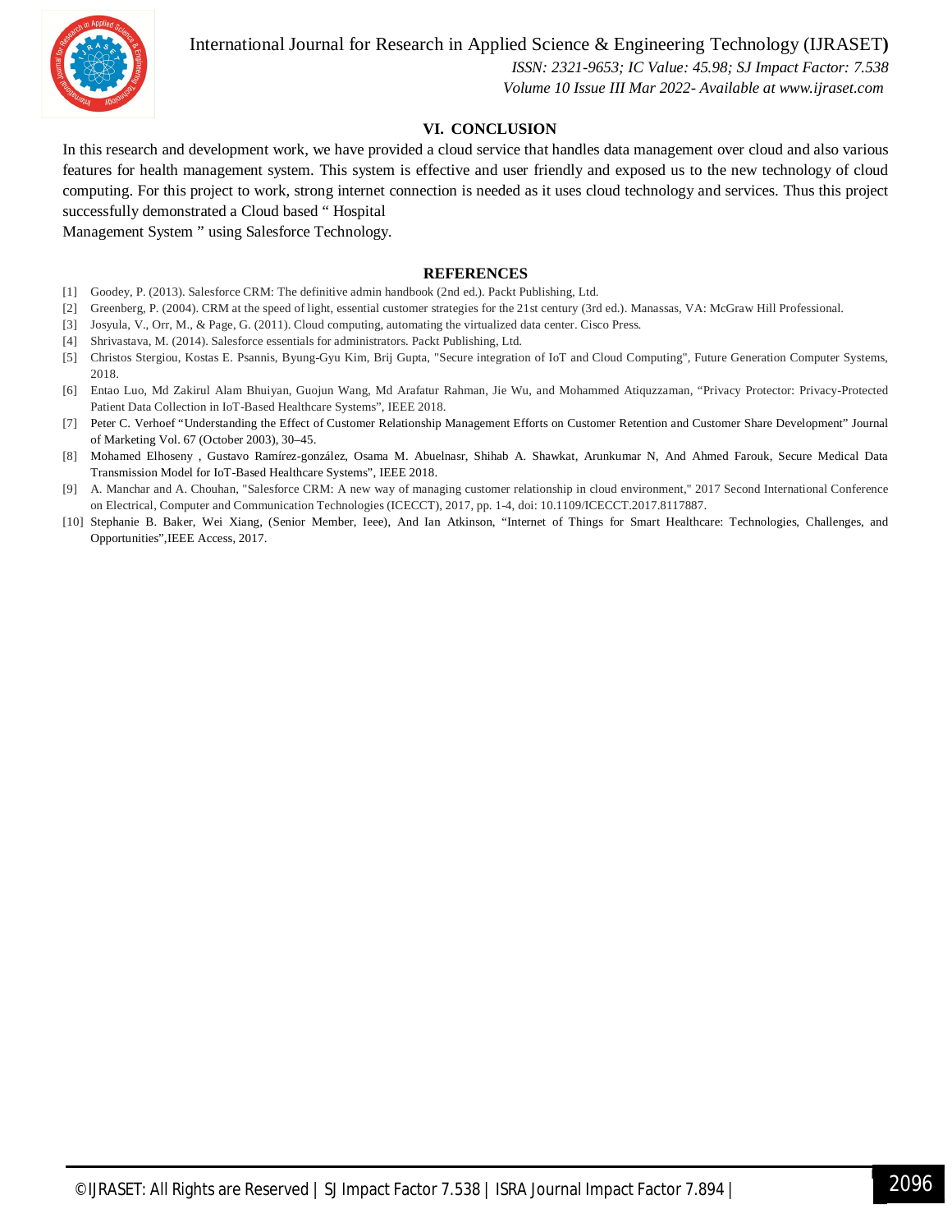## VI. CONCLUSION

In this research and development work, we have provided a cloud service that handles data management over cloud and also various features for health management system. This system is effective and user friendly and exposed us to the new technology of cloud computing. For this project to work, strong internet connection is needed as it uses cloud technology and services. Thus this project successfully demonstrated a Cloud based " Hospital Management System " using Salesforce Technology.

## REFERENCES

[1] Goodey, P. (2013). Salesforce CRM: The definitive admin handbook (2nd ed.). Packt Publishing, Ltd.

[2] Greenberg, P. (2004). CRM at the speed of light, essential customer strategies for the 21st century (3rd ed.). Manassas, VA: McGraw Hill Professional.

[3] Josyula, V., Orr, M., & Page, G. (2011). Cloud computing, automating the virtualized data center. Cisco Press.

[4] Shrivastava, M. (2014). Salesforce essentials for administrators. Packt Publishing, Ltd.

[5] Christos Stergiou, Kostas E. Psannis, Byung-Gyu Kim, Brij Gupta, "Secure integration of IoT and Cloud Computing", Future Generation Computer Systems, 2018.

[6] Entao Luo, Md Zakirul Alam Bhuiyan, Guojun Wang, Md Arafatur Rahman, Jie Wu, and Mohammed Atiquzzaman, "Privacy Protector: Privacy-Protected Patient Data Collection in IoT-Based Healthcare Systems", IEEE 2018.

[7] Peter C. Verhoef "Understanding the Effect of Customer Relationship Management Efforts on Customer Retention and Customer Share Development" Journal of Marketing Vol. 67 (October 2003), 30–45.

[8] Mohamed Elhoseny , Gustavo Ramírez-gonzález, Osama M. Abuelnasr, Shihab A. Shawkat, Arunkumar N, And Ahmed Farouk, Secure Medical Data Transmission Model for IoT-Based Healthcare Systems", IEEE 2018.

[9] A. Manchar and A. Chouhan, "Salesforce CRM: A new way of managing customer relationship in cloud environment," 2017 Second International Conference on Electrical, Computer and Communication Technologies (ICECCT), 2017, pp. 1-4, doi: 10.1109/ICECCT.2017.8117887.

[10] Stephanie B. Baker, Wei Xiang, (Senior Member, Ieee), And Ian Atkinson, "Internet of Things for Smart Healthcare: Technologies, Challenges, and Opportunities",IEEE Access, 2017.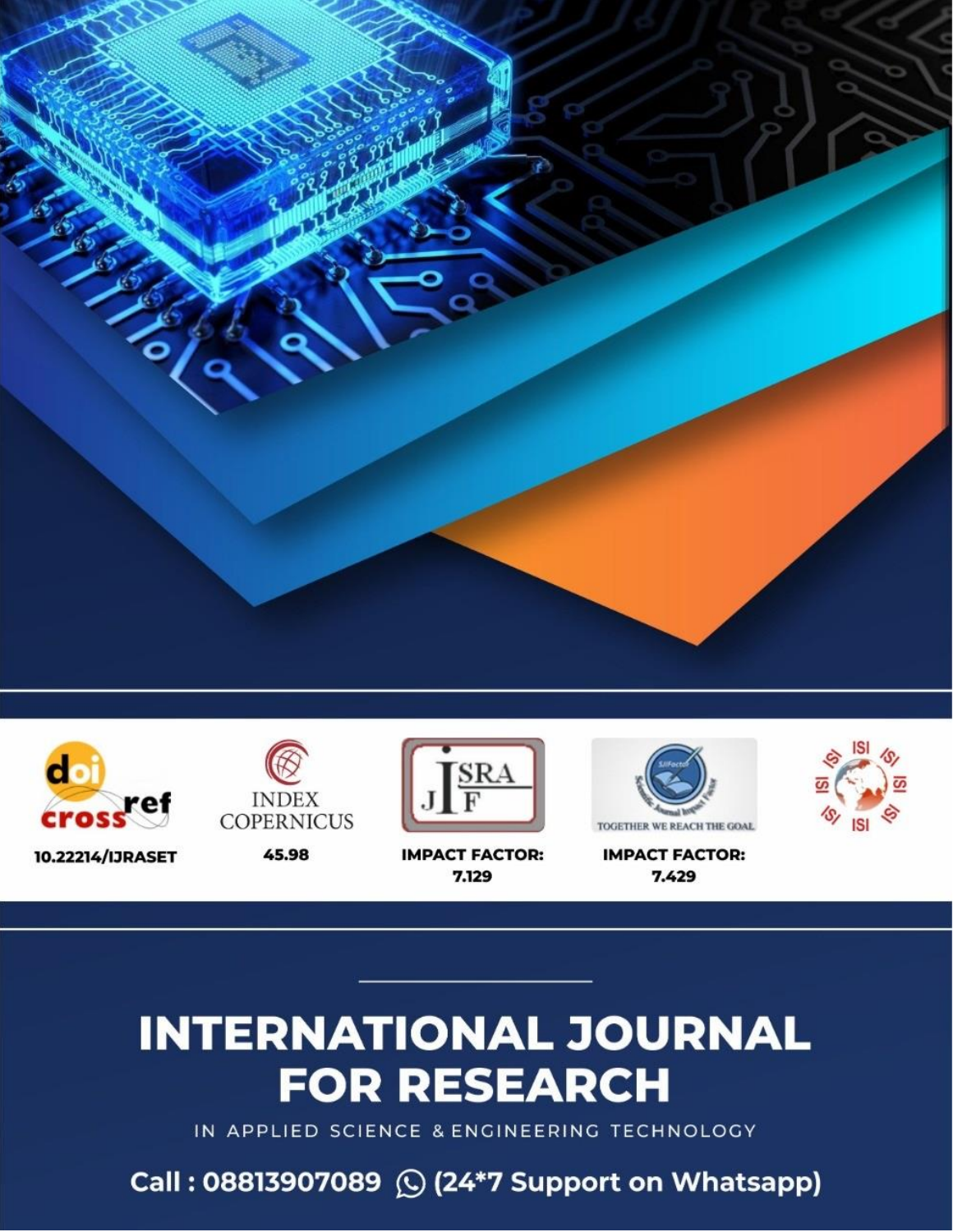10.22214/IJRASET

INDEX COPERNICUS

45.98

IMPACT FACTOR: 7.129

IMPACT FACTOR: 7.429

# INTERNATIONAL JOURNAL FOR RESEARCH

IN APPLIED SCIENCE & ENGINEERING TECHNOLOGY

Call : 08813907089 (24*7 Support on Whatsapp)